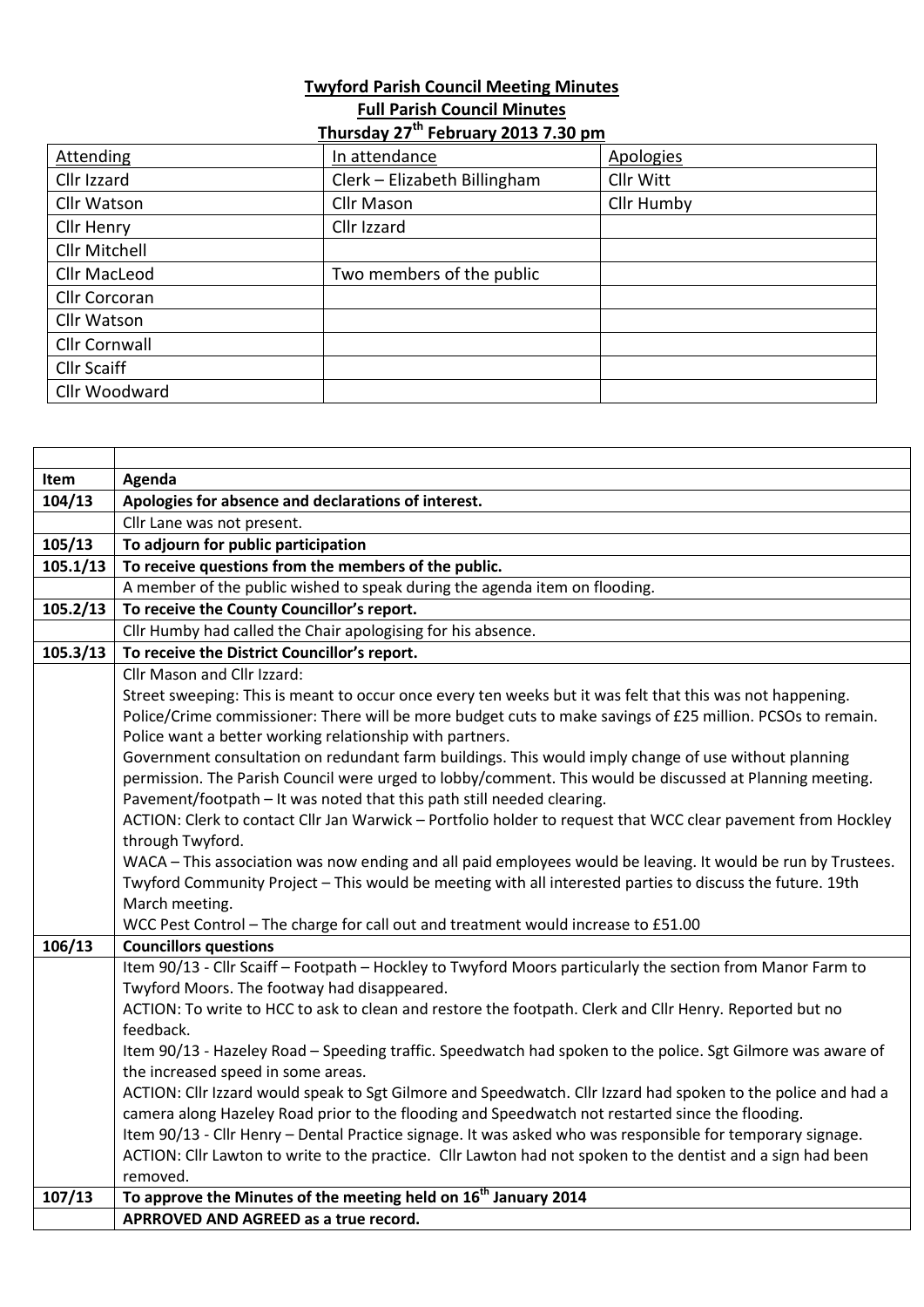**Twyford Parish Council Meeting Minutes**

**Full Parish Council Minutes**

**Thursday 27th February 2013 7.30 pm**

| Attending | In attendance | Apologies |
|---|---|---|
| Cllr Izzard | Clerk – Elizabeth Billingham | Cllr Witt |
| Cllr Watson | Cllr Mason | Cllr Humby |
| Cllr Henry | Cllr Izzard | |
| Cllr Mitchell | | |
| Cllr MacLeod | Two members of the public | |
| Cllr Corcoran | | |
| Cllr Watson | | |
| Cllr Cornwall | | |
| Cllr Scaiff | | |
| Cllr Woodward | | |

| | |
|---|---|
| **Item** | **Agenda** |
| **104/13** | **Apologies for absence and declarations of interest.** |
| | Cllr Lane was not present. |
| **105/13** | **To adjourn for public participation** |
| **105.1/13** | **To receive questions from the members of the public.** |
| | A member of the public wished to speak during the agenda item on flooding. |
| **105.2/13** | **To receive the County Councillor's report.** |
| | Cllr Humby had called the Chair apologising for his absence. |
| **105.3/13** | **To receive the District Councillor's report.** |
| | Cllr Mason and Cllr Izzard:<br>Street sweeping: This is meant to occur once every ten weeks but it was felt that this was not happening.<br>Police/Crime commissioner: There will be more budget cuts to make savings of £25 million. PCSOs to remain. Police want a better working relationship with partners.<br>Government consultation on redundant farm buildings. This would imply change of use without planning permission. The Parish Council were urged to lobby/comment. This would be discussed at Planning meeting.<br>Pavement/footpath – It was noted that this path still needed clearing.<br>ACTION: Clerk to contact Cllr Jan Warwick – Portfolio holder to request that WCC clear pavement from Hockley through Twyford.<br>WACA – This association was now ending and all paid employees would be leaving. It would be run by Trustees.<br>Twyford Community Project – This would be meeting with all interested parties to discuss the future. 19th March meeting.<br>WCC Pest Control – The charge for call out and treatment would increase to £51.00 |
| **106/13** | **Councillors questions** |
| | Item 90/13 - Cllr Scaiff – Footpath – Hockley to Twyford Moors particularly the section from Manor Farm to Twyford Moors. The footway had disappeared.<br>ACTION: To write to HCC to ask to clean and restore the footpath. Clerk and Cllr Henry. Reported but no feedback.<br>Item 90/13 - Hazeley Road – Speeding traffic. Speedwatch had spoken to the police. Sgt Gilmore was aware of the increased speed in some areas.<br>ACTION: Cllr Izzard would speak to Sgt Gilmore and Speedwatch. Cllr Izzard had spoken to the police and had a camera along Hazeley Road prior to the flooding and Speedwatch not restarted since the flooding.<br>Item 90/13 - Cllr Henry – Dental Practice signage. It was asked who was responsible for temporary signage.<br>ACTION: Cllr Lawton to write to the practice. Cllr Lawton had not spoken to the dentist and a sign had been removed. |
| **107/13** | **To approve the Minutes of the meeting held on 16th January 2014** |
| | **APRROVED AND AGREED as a true record.** |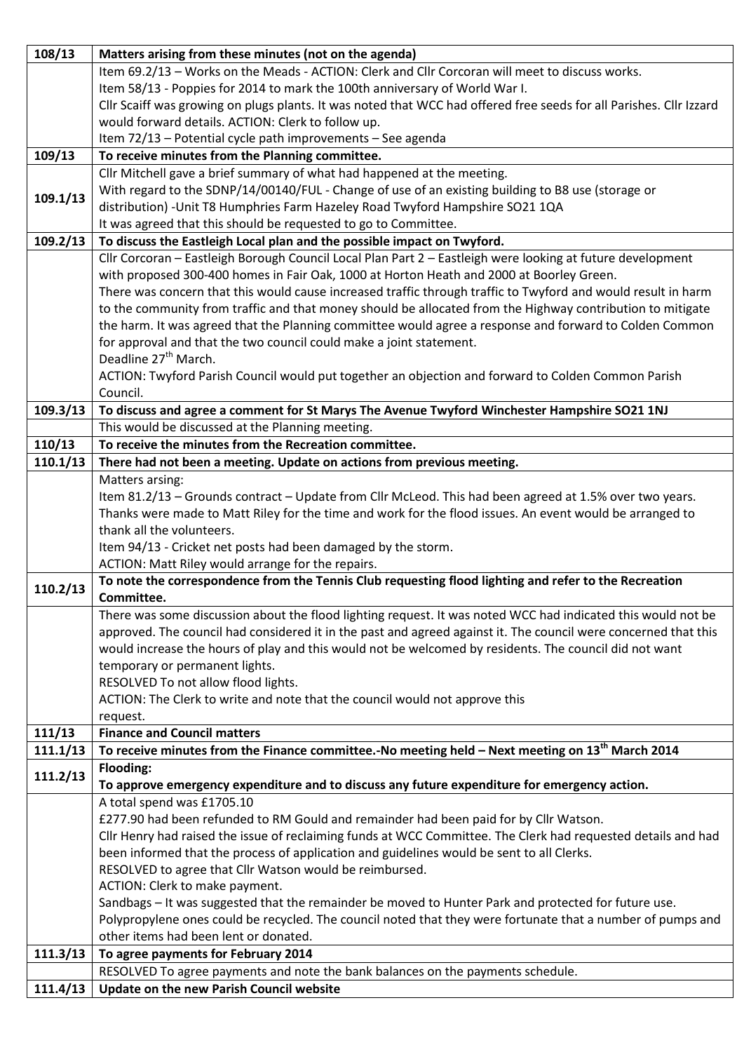| | |
|---|---|
| **108/13** | **Matters arising from these minutes (not on the agenda)** |
| | Item 69.2/13 – Works on the Meads - ACTION: Clerk and Cllr Corcoran will meet to discuss works.<br>Item 58/13 - Poppies for 2014 to mark the 100th anniversary of World War I.<br>Cllr Scaiff was growing on plugs plants. It was noted that WCC had offered free seeds for all Parishes. Cllr Izzard would forward details. ACTION: Clerk to follow up.<br>Item 72/13 – Potential cycle path improvements – See agenda |
| **109/13** | **To receive minutes from the Planning committee.** |
| **109.1/13** | Cllr Mitchell gave a brief summary of what had happened at the meeting.<br>With regard to the SDNP/14/00140/FUL - Change of use of an existing building to B8 use (storage or distribution) -Unit T8 Humphries Farm Hazeley Road Twyford Hampshire SO21 1QA<br>It was agreed that this should be requested to go to Committee. |
| **109.2/13** | **To discuss the Eastleigh Local plan and the possible impact on Twyford.** |
| | Cllr Corcoran – Eastleigh Borough Council Local Plan Part 2 – Eastleigh were looking at future development with proposed 300-400 homes in Fair Oak, 1000 at Horton Heath and 2000 at Boorley Green.<br>There was concern that this would cause increased traffic through traffic to Twyford and would result in harm to the community from traffic and that money should be allocated from the Highway contribution to mitigate the harm. It was agreed that the Planning committee would agree a response and forward to Colden Common for approval and that the two council could make a joint statement.<br>Deadline 27th March.<br>ACTION: Twyford Parish Council would put together an objection and forward to Colden Common Parish Council. |
| **109.3/13** | **To discuss and agree a comment for St Marys The Avenue Twyford Winchester Hampshire SO21 1NJ** |
| | This would be discussed at the Planning meeting. |
| **110/13** | **To receive the minutes from the Recreation committee.** |
| **110.1/13** | **There had not been a meeting. Update on actions from previous meeting.** |
| | Matters arsing:<br>Item 81.2/13 – Grounds contract – Update from Cllr McLeod. This had been agreed at 1.5% over two years.<br>Thanks were made to Matt Riley for the time and work for the flood issues. An event would be arranged to thank all the volunteers.<br>Item 94/13 - Cricket net posts had been damaged by the storm.<br>ACTION: Matt Riley would arrange for the repairs. |
| **110.2/13** | **To note the correspondence from the Tennis Club requesting flood lighting and refer to the Recreation Committee.** |
| | There was some discussion about the flood lighting request. It was noted WCC had indicated this would not be approved. The council had considered it in the past and agreed against it. The council were concerned that this would increase the hours of play and this would not be welcomed by residents. The council did not want temporary or permanent lights.<br>RESOLVED To not allow flood lights.<br>ACTION: The Clerk to write and note that the council would not approve this request. |
| **111/13** | **Finance and Council matters** |
| **111.1/13** | **To receive minutes from the Finance committee.-No meeting held – Next meeting on 13th March 2014** |
| **111.2/13** | **Flooding:<br>To approve emergency expenditure and to discuss any future expenditure for emergency action.** |
| | A total spend was £1705.10<br>£277.90 had been refunded to RM Gould and remainder had been paid for by Cllr Watson.<br>Cllr Henry had raised the issue of reclaiming funds at WCC Committee. The Clerk had requested details and had been informed that the process of application and guidelines would be sent to all Clerks.<br>RESOLVED to agree that Cllr Watson would be reimbursed.<br>ACTION: Clerk to make payment.<br>Sandbags – It was suggested that the remainder be moved to Hunter Park and protected for future use. Polypropylene ones could be recycled. The council noted that they were fortunate that a number of pumps and other items had been lent or donated. |
| **111.3/13** | **To agree payments for February 2014** |
| | RESOLVED To agree payments and note the bank balances on the payments schedule. |
| **111.4/13** | **Update on the new Parish Council website** |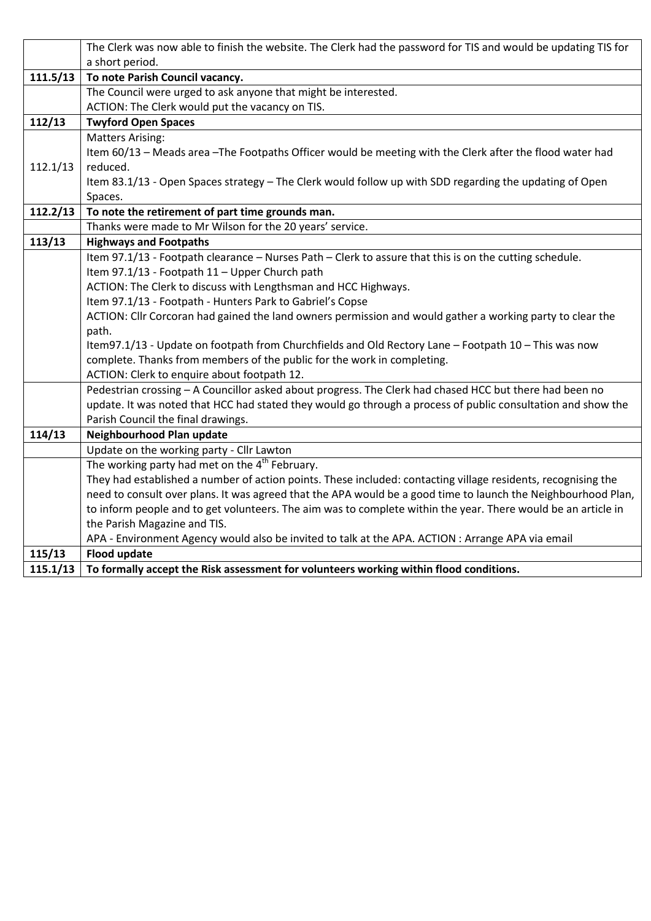| | |
|---|---|
| | The Clerk was now able to finish the website. The Clerk had the password for TIS and would be updating TIS for a short period. |
| **111.5/13** | **To note Parish Council vacancy.** |
| | The Council were urged to ask anyone that might be interested.<br>ACTION: The Clerk would put the vacancy on TIS. |
| **112/13** | **Twyford Open Spaces** |
| 112.1/13 | Matters Arising:<br>Item 60/13 – Meads area –The Footpaths Officer would be meeting with the Clerk after the flood water had reduced.<br>Item 83.1/13 - Open Spaces strategy – The Clerk would follow up with SDD regarding the updating of Open Spaces. |
| **112.2/13** | **To note the retirement of part time grounds man.** |
| | Thanks were made to Mr Wilson for the 20 years' service. |
| **113/13** | **Highways and Footpaths** |
| | Item 97.1/13 - Footpath clearance – Nurses Path – Clerk to assure that this is on the cutting schedule.<br>Item 97.1/13 - Footpath 11 – Upper Church path<br>ACTION: The Clerk to discuss with Lengthsman and HCC Highways.<br>Item 97.1/13 - Footpath - Hunters Park to Gabriel's Copse<br>ACTION: Cllr Corcoran had gained the land owners permission and would gather a working party to clear the path.<br>Item97.1/13 - Update on footpath from Churchfields and Old Rectory Lane – Footpath 10 – This was now complete. Thanks from members of the public for the work in completing.<br>ACTION: Clerk to enquire about footpath 12. |
| | Pedestrian crossing – A Councillor asked about progress. The Clerk had chased HCC but there had been no update. It was noted that HCC had stated they would go through a process of public consultation and show the Parish Council the final drawings. |
| **114/13** | **Neighbourhood Plan update** |
| | Update on the working party - Cllr Lawton |
| | The working party had met on the 4th February.<br>They had established a number of action points. These included: contacting village residents, recognising the need to consult over plans. It was agreed that the APA would be a good time to launch the Neighbourhood Plan, to inform people and to get volunteers. The aim was to complete within the year. There would be an article in the Parish Magazine and TIS.<br>APA - Environment Agency would also be invited to talk at the APA. ACTION : Arrange APA via email |
| **115/13** | **Flood update** |
| **115.1/13** | **To formally accept the Risk assessment for volunteers working within flood conditions.** |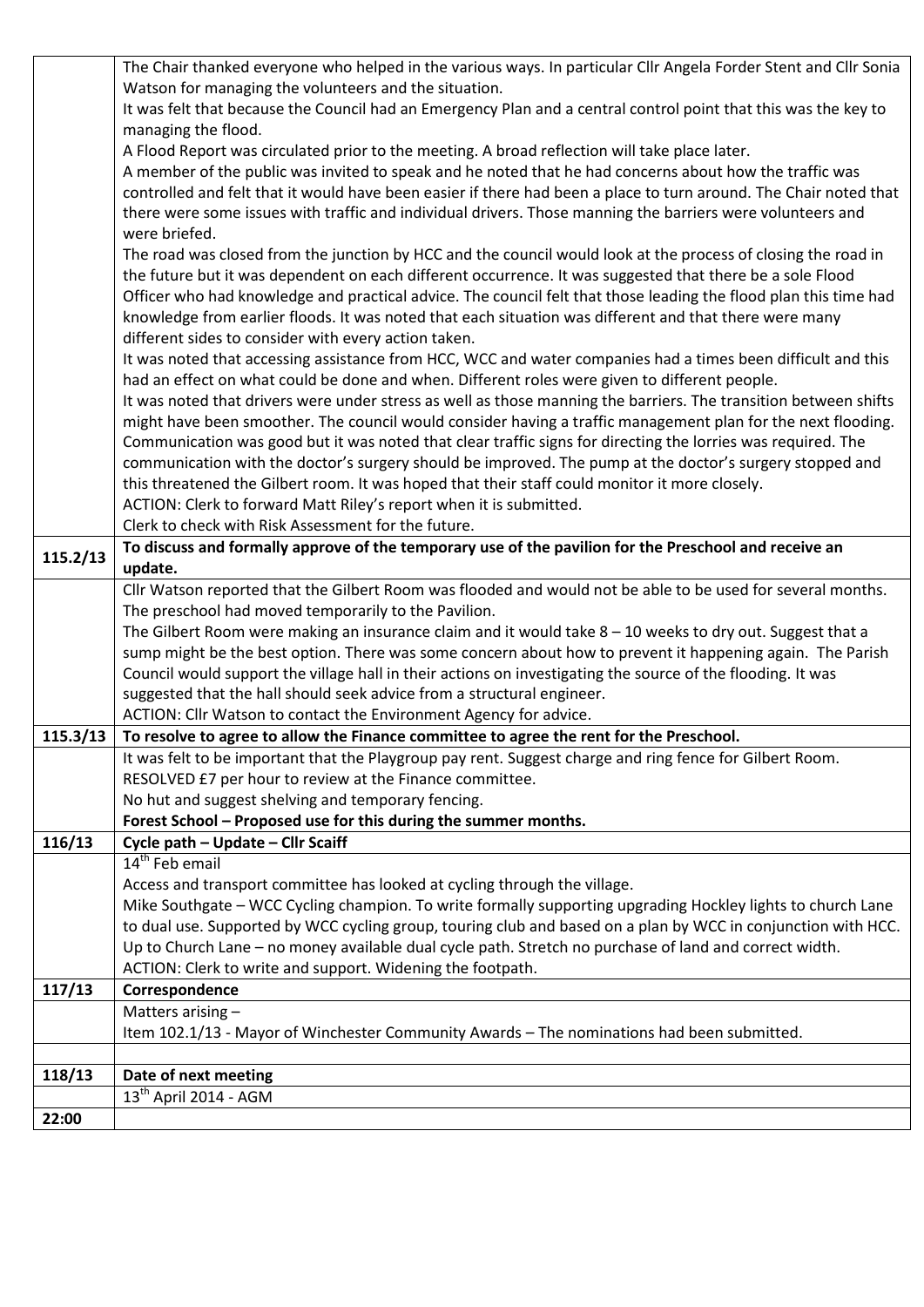| | |
|---|---|
| | The Chair thanked everyone who helped in the various ways. In particular Cllr Angela Forder Stent and Cllr Sonia Watson for managing the volunteers and the situation.<br>It was felt that because the Council had an Emergency Plan and a central control point that this was the key to managing the flood.<br>A Flood Report was circulated prior to the meeting. A broad reflection will take place later.<br>A member of the public was invited to speak and he noted that he had concerns about how the traffic was controlled and felt that it would have been easier if there had been a place to turn around. The Chair noted that there were some issues with traffic and individual drivers. Those manning the barriers were volunteers and were briefed.<br>The road was closed from the junction by HCC and the council would look at the process of closing the road in the future but it was dependent on each different occurrence. It was suggested that there be a sole Flood Officer who had knowledge and practical advice. The council felt that those leading the flood plan this time had knowledge from earlier floods. It was noted that each situation was different and that there were many different sides to consider with every action taken.<br>It was noted that accessing assistance from HCC, WCC and water companies had a times been difficult and this had an effect on what could be done and when. Different roles were given to different people.<br>It was noted that drivers were under stress as well as those manning the barriers. The transition between shifts might have been smoother. The council would consider having a traffic management plan for the next flooding. Communication was good but it was noted that clear traffic signs for directing the lorries was required. The communication with the doctor's surgery should be improved. The pump at the doctor's surgery stopped and this threatened the Gilbert room. It was hoped that their staff could monitor it more closely.<br>ACTION: Clerk to forward Matt Riley's report when it is submitted.<br>Clerk to check with Risk Assessment for the future. |
| **115.2/13** | **To discuss and formally approve of the temporary use of the pavilion for the Preschool and receive an update.** |
| | Cllr Watson reported that the Gilbert Room was flooded and would not be able to be used for several months. The preschool had moved temporarily to the Pavilion.<br>The Gilbert Room were making an insurance claim and it would take 8 – 10 weeks to dry out. Suggest that a sump might be the best option. There was some concern about how to prevent it happening again. The Parish Council would support the village hall in their actions on investigating the source of the flooding. It was suggested that the hall should seek advice from a structural engineer.<br>ACTION: Cllr Watson to contact the Environment Agency for advice. |
| **115.3/13** | **To resolve to agree to allow the Finance committee to agree the rent for the Preschool.** |
| | It was felt to be important that the Playgroup pay rent. Suggest charge and ring fence for Gilbert Room.<br>RESOLVED £7 per hour to review at the Finance committee.<br>No hut and suggest shelving and temporary fencing.<br>**Forest School – Proposed use for this during the summer months.** |
| **116/13** | **Cycle path – Update – Cllr Scaiff** |
| | 14th Feb email<br>Access and transport committee has looked at cycling through the village.<br>Mike Southgate – WCC Cycling champion. To write formally supporting upgrading Hockley lights to church Lane to dual use. Supported by WCC cycling group, touring club and based on a plan by WCC in conjunction with HCC.<br>Up to Church Lane – no money available dual cycle path. Stretch no purchase of land and correct width.<br>ACTION: Clerk to write and support. Widening the footpath. |
| **117/13** | **Correspondence** |
| | Matters arising –<br>Item 102.1/13 - Mayor of Winchester Community Awards – The nominations had been submitted. |
| | |
| **118/13** | **Date of next meeting** |
| | 13th April 2014 - AGM |
| **22:00** | |